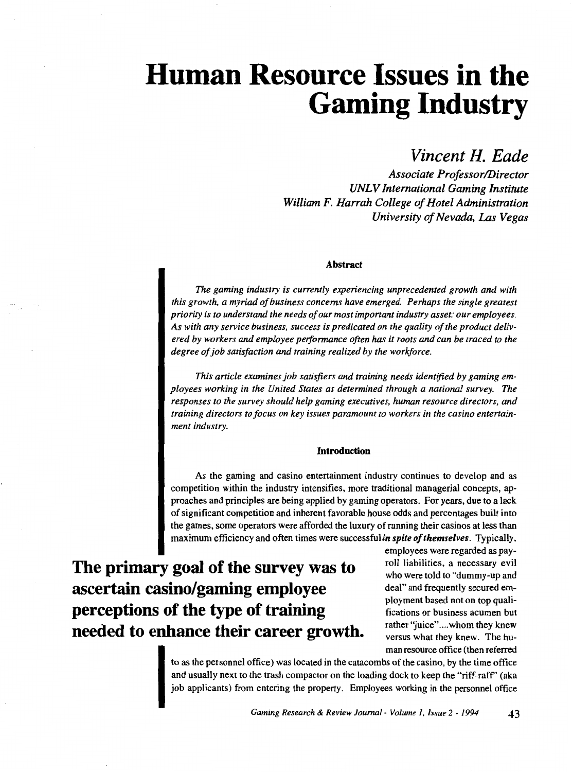# Human Resource Issues in the Gaming Industry

*Vincent H. Eade*

*Associate Professor/Director*
*UNLV International Gaming Institute*
*William F. Harrah College of Hotel Administration*
*University of Nevada, Las Vegas*

### Abstract

*The gaming industry is currently experiencing unprecedented growth and with this growth, a myriad of business concerns have emerged. Perhaps the single greatest priority is to understand the needs of our most important industry asset: our employees. As with any service business, success is predicated on the quality of the product delivered by workers and employee performance often has it roots and can be traced to the degree of job satisfaction and training realized by the workforce.*

*This article examines job satisfiers and training needs identified by gaming employees working in the United States as determined through a national survey. The responses to the survey should help gaming executives, human resource directors, and training directors to focus on key issues paramount to workers in the casino entertainment industry.*

### Introduction

As the gaming and casino entertainment industry continues to develop and as competition within the industry intensifies, more traditional managerial concepts, approaches and principles are being applied by gaming operators. For years, due to a lack of significant competition and inherent favorable house odds and percentages built into the games, some operators were afforded the luxury of running their casinos at less than maximum efficiency and often times were successful ***in spite of themselves***. Typically, employees were regarded as payroll liabilities, a necessary evil who were told to "dummy-up and deal" and frequently secured employment based not on top qualifications or business acumen but rather "juice"....whom they knew versus what they knew. The human resource office (then referred to as the personnel office) was located in the catacombs of the casino, by the time office and usually next to the trash compactor on the loading dock to keep the "riff-raff" (aka job applicants) from entering the property. Employees working in the personnel office

**The primary goal of the survey was to ascertain casino/gaming employee perceptions of the type of training needed to enhance their career growth.**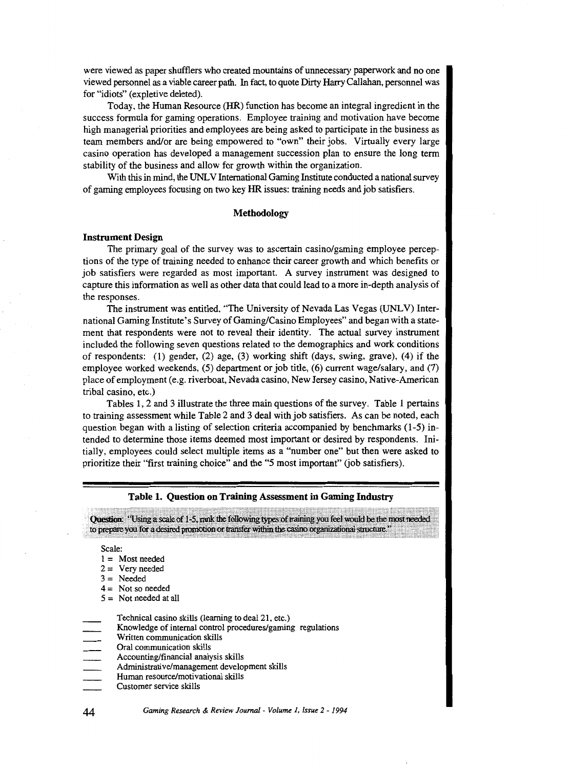were viewed as paper shufflers who created mountains of unnecessary paperwork and no one viewed personnel as a viable career path. In fact, to quote Dirty Harry Callahan, personnel was for "idiots" (expletive deleted).

Today, the Human Resource (HR) function has become an integral ingredient in the success formula for gaming operations. Employee training and motivation have become high managerial priorities and employees are being asked to participate in the business as team members and/or are being empowered to "own" their jobs. Virtually every large casino operation has developed a management succession plan to ensure the long term stability of the business and allow for growth within the organization.

With this in mind, the UNLV International Gaming Institute conducted a national survey of gaming employees focusing on two key HR issues: training needs and job satisfiers.

## Methodology

### Instrument Design

The primary goal of the survey was to ascertain casino/gaming employee perceptions of the type of training needed to enhance their career growth and which benefits or job satisfiers were regarded as most important. A survey instrument was designed to capture this information as well as other data that could lead to a more in-depth analysis of the responses.

The instrument was entitled, "The University of Nevada Las Vegas (UNLV) International Gaming Institute's Survey of Gaming/Casino Employees" and began with a statement that respondents were not to reveal their identity. The actual survey instrument included the following seven questions related to the demographics and work conditions of respondents: (1) gender, (2) age, (3) working shift (days, swing, grave), (4) if the employee worked weekends, (5) department or job title, (6) current wage/salary, and (7) place of employment (e.g. riverboat, Nevada casino, New Jersey casino, Native-American tribal casino, etc.)

Tables 1, 2 and 3 illustrate the three main questions of the survey. Table 1 pertains to training assessment while Table 2 and 3 deal with job satisfiers. As can be noted, each question began with a listing of selection criteria accompanied by benchmarks (1-5) intended to determine those items deemed most important or desired by respondents. Initially, employees could select multiple items as a "number one" but then were asked to prioritize their "first training choice" and the "5 most important" (job satisfiers).

**Table 1. Question on Training Assessment in Gaming Industry**

**Question:** "Using a scale of 1-5, rank the following types of training you feel would be the most needed to prepare you for a desired promotion or transfer within the casino organizational structure."

Scale:
1 = Most needed
2 = Very needed
3 = Needed
4 = Not so needed
5 = Not needed at all

____ Technical casino skills (learning to deal 21, etc.)
____ Knowledge of internal control procedures/gaming regulations
____ Written communication skills
____ Oral communication skills
____ Accounting/financial analysis skills
____ Administrative/management development skills
____ Human resource/motivational skills
____ Customer service skills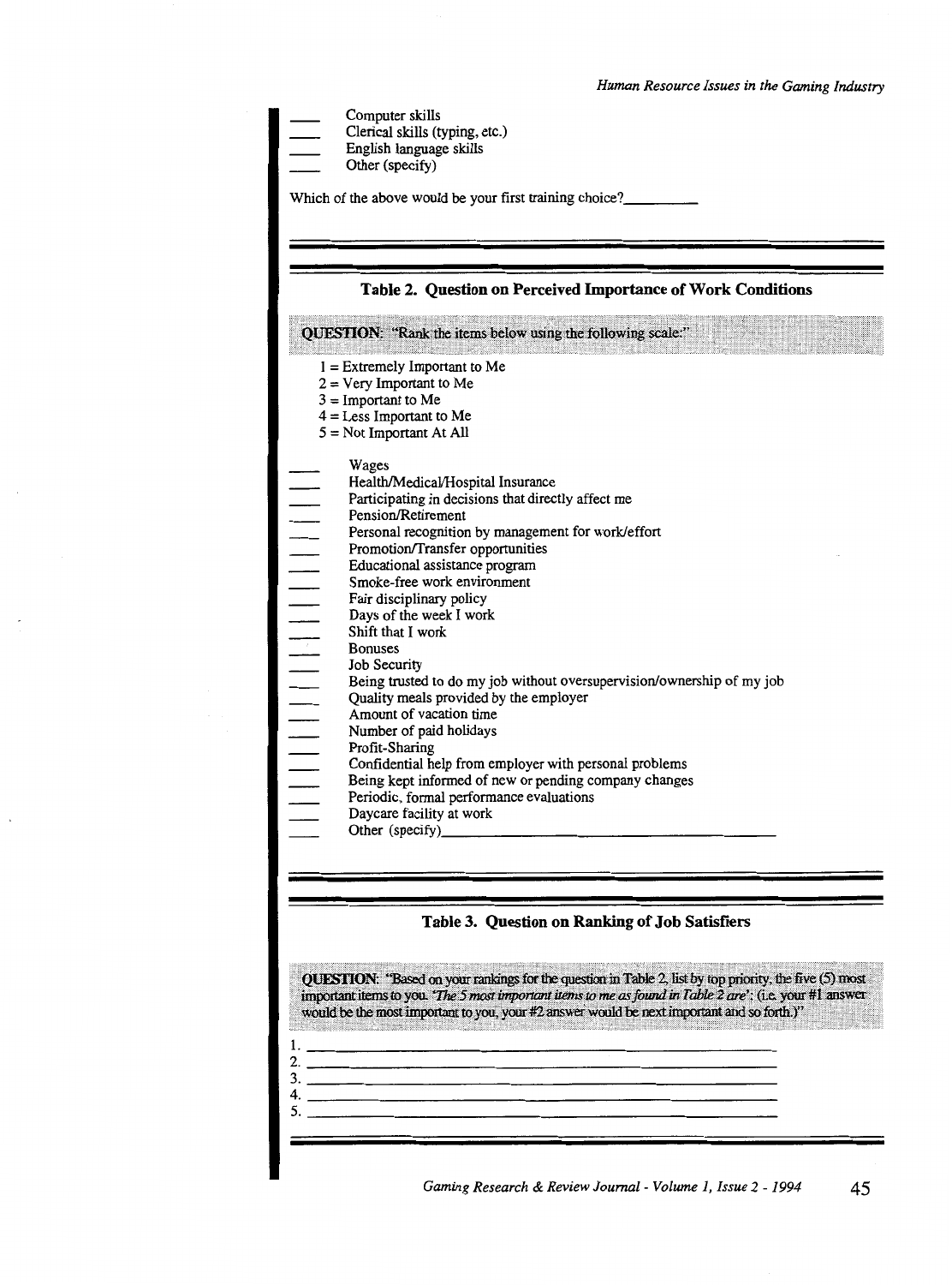____ Computer skills
____ Clerical skills (typing, etc.)
____ English language skills
____ Other (specify)

Which of the above would be your first training choice?_________

---

### Table 2. Question on Perceived Importance of Work Conditions

**QUESTION:** "Rank the items below using the following scale:"

1 = Extremely Important to Me
2 = Very Important to Me
3 = Important to Me
4 = Less Important to Me
5 = Not Important At All

____ Wages
____ Health/Medical/Hospital Insurance
____ Participating in decisions that directly affect me
____ Pension/Retirement
____ Personal recognition by management for work/effort
____ Promotion/Transfer opportunities
____ Educational assistance program
____ Smoke-free work environment
____ Fair disciplinary policy
____ Days of the week I work
____ Shift that I work
____ Bonuses
____ Job Security
____ Being trusted to do my job without oversupervision/ownership of my job
____ Quality meals provided by the employer
____ Amount of vacation time
____ Number of paid holidays
____ Profit-Sharing
____ Confidential help from employer with personal problems
____ Being kept informed of new or pending company changes
____ Periodic, formal performance evaluations
____ Daycare facility at work
____ Other (specify)________________________________________

---

### Table 3. Question on Ranking of Job Satisfiers

**QUESTION:** "Based on your rankings for the question in Table 2, list by top priority, the five (5) most important items to you. *'The 5 most important items to me as found in Table 2 are'*: (i.e. your #1 answer would be the most important to you, your #2 answer would be next important and so forth.)"

1. ________________________________________
2. ________________________________________
3. ________________________________________
4. ________________________________________
5. ________________________________________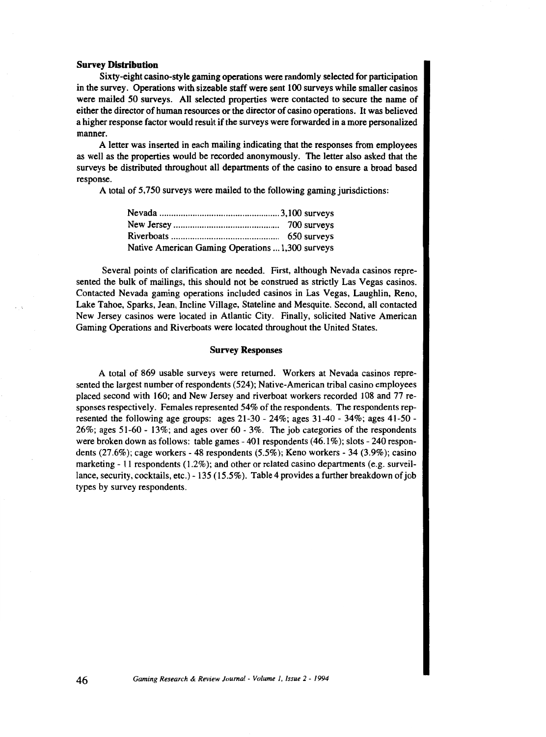### Survey Distribution

Sixty-eight casino-style gaming operations were randomly selected for participation in the survey. Operations with sizeable staff were sent 100 surveys while smaller casinos were mailed 50 surveys. All selected properties were contacted to secure the name of either the director of human resources or the director of casino operations. It was believed a higher response factor would result if the surveys were forwarded in a more personalized manner.

A letter was inserted in each mailing indicating that the responses from employees as well as the properties would be recorded anonymously. The letter also asked that the surveys be distributed throughout all departments of the casino to ensure a broad based response.

A total of 5,750 surveys were mailed to the following gaming jurisdictions:

| | |
|---|---|
| Nevada | 3,100 surveys |
| New Jersey | 700 surveys |
| Riverboats | 650 surveys |
| Native American Gaming Operations | 1,300 surveys |

Several points of clarification are needed. First, although Nevada casinos represented the bulk of mailings, this should not be construed as strictly Las Vegas casinos. Contacted Nevada gaming operations included casinos in Las Vegas, Laughlin, Reno, Lake Tahoe, Sparks, Jean, Incline Village, Stateline and Mesquite. Second, all contacted New Jersey casinos were located in Atlantic City. Finally, solicited Native American Gaming Operations and Riverboats were located throughout the United States.

### Survey Responses

A total of 869 usable surveys were returned. Workers at Nevada casinos represented the largest number of respondents (524); Native-American tribal casino employees placed second with 160; and New Jersey and riverboat workers recorded 108 and 77 responses respectively. Females represented 54% of the respondents. The respondents represented the following age groups: ages 21-30 - 24%; ages 31-40 - 34%; ages 41-50 - 26%; ages 51-60 - 13%; and ages over 60 - 3%. The job categories of the respondents were broken down as follows: table games - 401 respondents (46.1%); slots - 240 respondents (27.6%); cage workers - 48 respondents (5.5%); Keno workers - 34 (3.9%); casino marketing - 11 respondents (1.2%); and other or related casino departments (e.g. surveillance, security, cocktails, etc.) - 135 (15.5%). Table 4 provides a further breakdown of job types by survey respondents.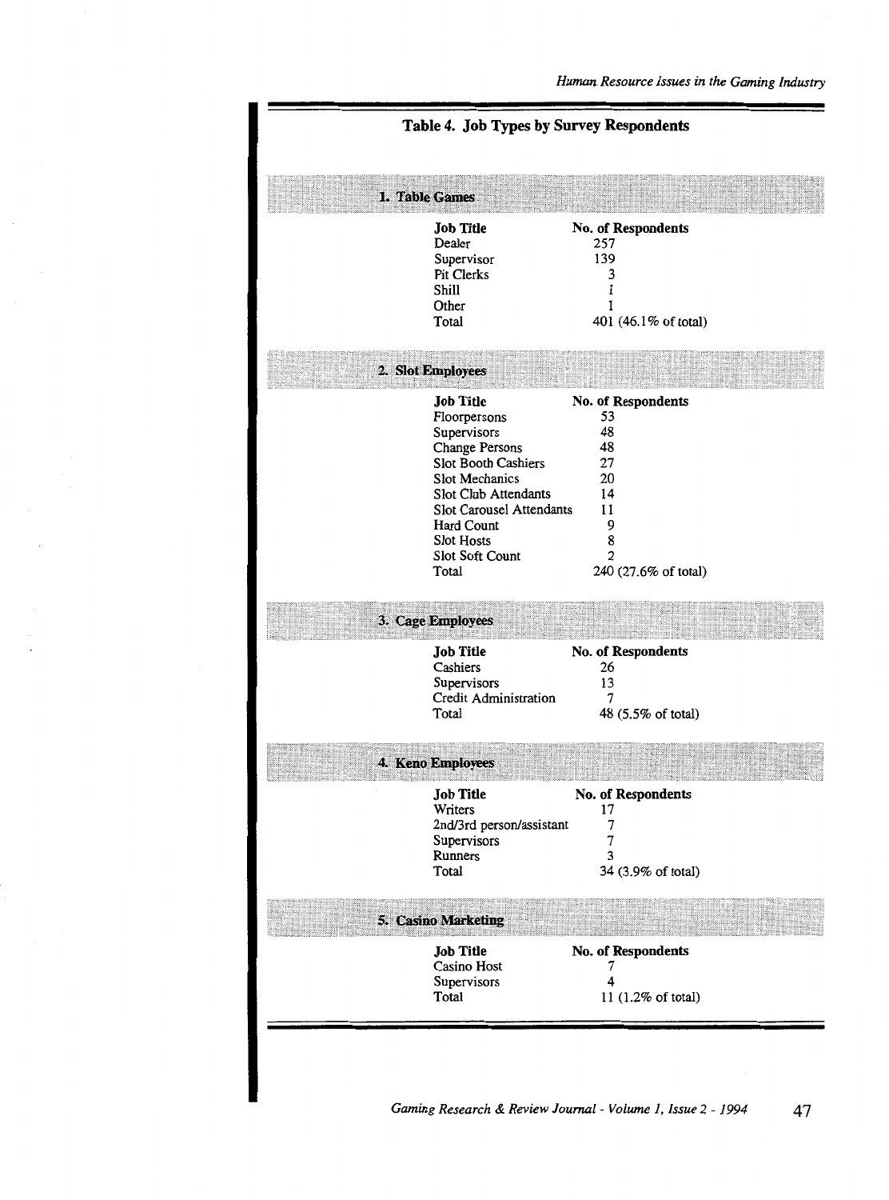**Table 4. Job Types by Survey Respondents**

**1. Table Games**

| Job Title | No. of Respondents |
|---|---|
| Dealer | 257 |
| Supervisor | 139 |
| Pit Clerks | 3 |
| Shill | 1 |
| Other | 1 |
| Total | 401 (46.1% of total) |

**2. Slot Employees**

| Job Title | No. of Respondents |
|---|---|
| Floorpersons | 53 |
| Supervisors | 48 |
| Change Persons | 48 |
| Slot Booth Cashiers | 27 |
| Slot Mechanics | 20 |
| Slot Club Attendants | 14 |
| Slot Carousel Attendants | 11 |
| Hard Count | 9 |
| Slot Hosts | 8 |
| Slot Soft Count | 2 |
| Total | 240 (27.6% of total) |

**3. Cage Employees**

| Job Title | No. of Respondents |
|---|---|
| Cashiers | 26 |
| Supervisors | 13 |
| Credit Administration | 7 |
| Total | 48 (5.5% of total) |

**4. Keno Employees**

| Job Title | No. of Respondents |
|---|---|
| Writers | 17 |
| 2nd/3rd person/assistant | 7 |
| Supervisors | 7 |
| Runners | 3 |
| Total | 34 (3.9% of total) |

**5. Casino Marketing**

| Job Title | No. of Respondents |
|---|---|
| Casino Host | 7 |
| Supervisors | 4 |
| Total | 11 (1.2% of total) |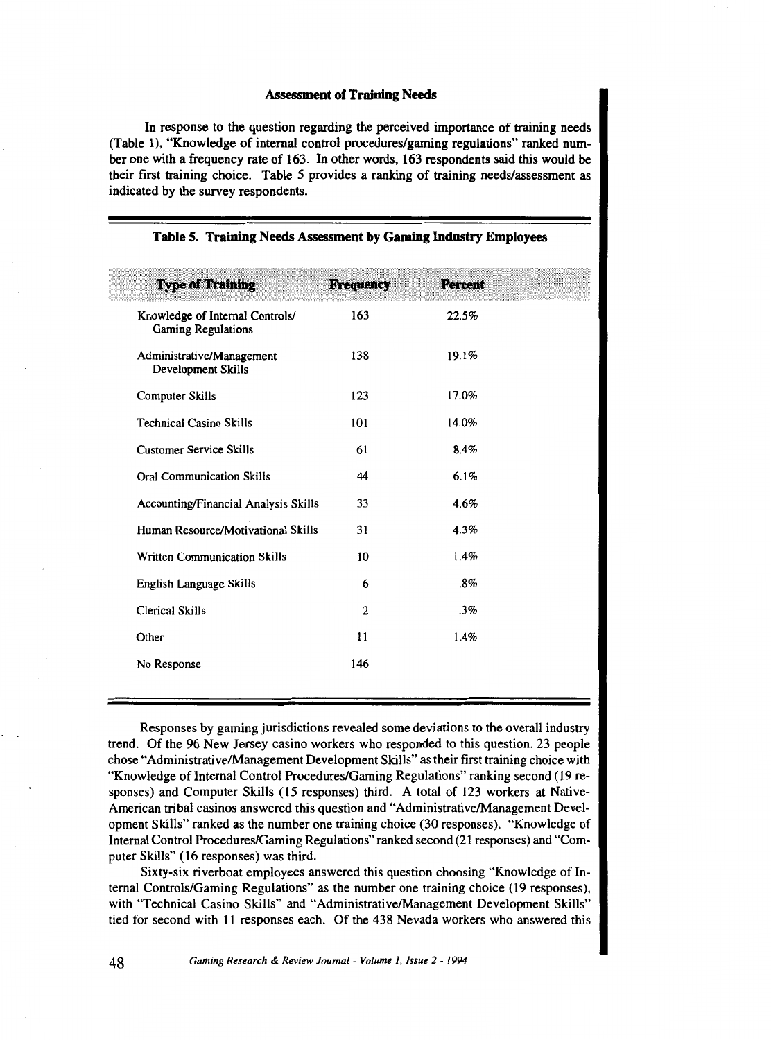### Assessment of Training Needs

In response to the question regarding the perceived importance of training needs (Table 1), "Knowledge of internal control procedures/gaming regulations" ranked number one with a frequency rate of 163. In other words, 163 respondents said this would be their first training choice. Table 5 provides a ranking of training needs/assessment as indicated by the survey respondents.

**Table 5. Training Needs Assessment by Gaming Industry Employees**

| Type of Training | Frequency | Percent |
|---|---|---|
| Knowledge of Internal Controls/ Gaming Regulations | 163 | 22.5% |
| Administrative/Management Development Skills | 138 | 19.1% |
| Computer Skills | 123 | 17.0% |
| Technical Casino Skills | 101 | 14.0% |
| Customer Service Skills | 61 | 8.4% |
| Oral Communication Skills | 44 | 6.1% |
| Accounting/Financial Analysis Skills | 33 | 4.6% |
| Human Resource/Motivational Skills | 31 | 4.3% |
| Written Communication Skills | 10 | 1.4% |
| English Language Skills | 6 | .8% |
| Clerical Skills | 2 | .3% |
| Other | 11 | 1.4% |
| No Response | 146 | |

Responses by gaming jurisdictions revealed some deviations to the overall industry trend. Of the 96 New Jersey casino workers who responded to this question, 23 people chose "Administrative/Management Development Skills" as their first training choice with "Knowledge of Internal Control Procedures/Gaming Regulations" ranking second (19 responses) and Computer Skills (15 responses) third. A total of 123 workers at Native-American tribal casinos answered this question and "Administrative/Management Development Skills" ranked as the number one training choice (30 responses). "Knowledge of Internal Control Procedures/Gaming Regulations" ranked second (21 responses) and "Computer Skills" (16 responses) was third.

Sixty-six riverboat employees answered this question choosing "Knowledge of Internal Controls/Gaming Regulations" as the number one training choice (19 responses), with "Technical Casino Skills" and "Administrative/Management Development Skills" tied for second with 11 responses each. Of the 438 Nevada workers who answered this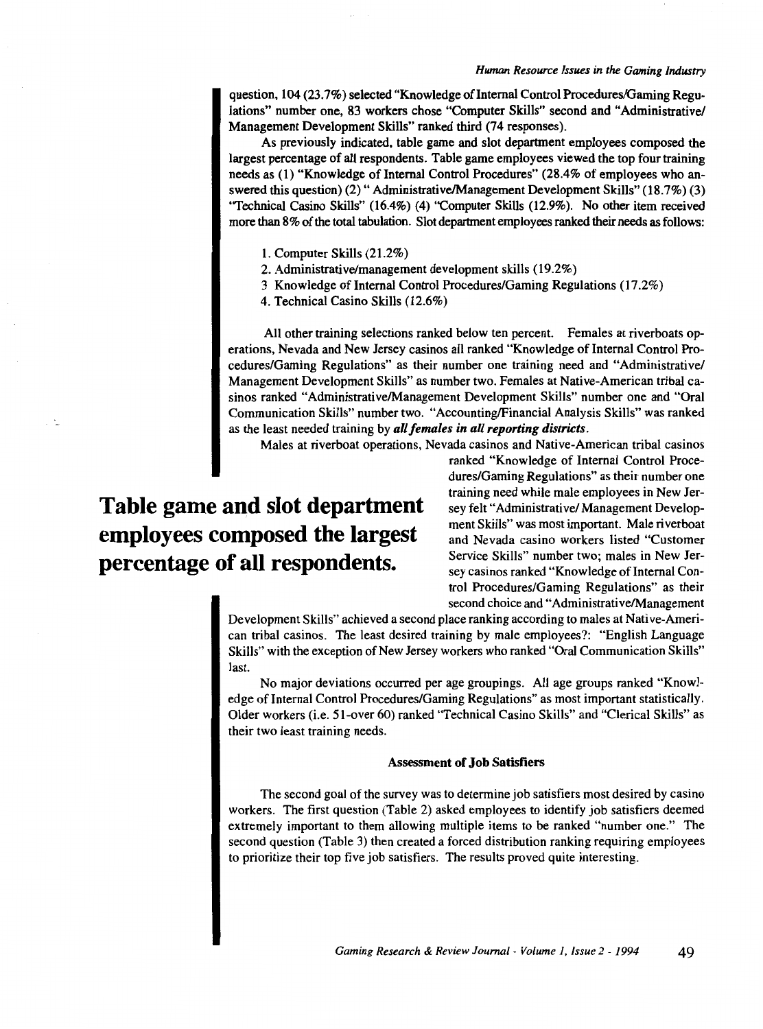question, 104 (23.7%) selected "Knowledge of Internal Control Procedures/Gaming Regulations" number one, 83 workers chose "Computer Skills" second and "Administrative/ Management Development Skills" ranked third (74 responses).

As previously indicated, table game and slot department employees composed the largest percentage of all respondents. Table game employees viewed the top four training needs as (1) "Knowledge of Internal Control Procedures" (28.4% of employees who answered this question) (2) " Administrative/Management Development Skills" (18.7%) (3) "Technical Casino Skills" (16.4%) (4) "Computer Skills (12.9%). No other item received more than 8% of the total tabulation. Slot department employees ranked their needs as follows:

1. Computer Skills (21.2%)
2. Administrative/management development skills (19.2%)
3. Knowledge of Internal Control Procedures/Gaming Regulations (17.2%)
4. Technical Casino Skills (12.6%)

All other training selections ranked below ten percent. Females at riverboats operations, Nevada and New Jersey casinos all ranked "Knowledge of Internal Control Procedures/Gaming Regulations" as their number one training need and "Administrative/ Management Development Skills" as number two. Females at Native-American tribal casinos ranked "Administrative/Management Development Skills" number one and "Oral Communication Skills" number two. "Accounting/Financial Analysis Skills" was ranked as the least needed training by ***all females in all reporting districts***.

Males at riverboat operations, Nevada casinos and Native-American tribal casinos ranked "Knowledge of Internal Control Procedures/Gaming Regulations" as their number one training need while male employees in New Jersey felt "Administrative/ Management Development Skills" was most important. Male riverboat and Nevada casino workers listed "Customer Service Skills" number two; males in New Jersey casinos ranked "Knowledge of Internal Control Procedures/Gaming Regulations" as their second choice and "Administrative/Management Development Skills" achieved a second place ranking according to males at Native-American tribal casinos. The least desired training by male employees?: "English Language Skills" with the exception of New Jersey workers who ranked "Oral Communication Skills" last.

**Table game and slot department employees composed the largest percentage of all respondents.**

No major deviations occurred per age groupings. All age groups ranked "Knowledge of Internal Control Procedures/Gaming Regulations" as most important statistically. Older workers (i.e. 51-over 60) ranked "Technical Casino Skills" and "Clerical Skills" as their two least training needs.

### Assessment of Job Satisfiers

The second goal of the survey was to determine job satisfiers most desired by casino workers. The first question (Table 2) asked employees to identify job satisfiers deemed extremely important to them allowing multiple items to be ranked "number one." The second question (Table 3) then created a forced distribution ranking requiring employees to prioritize their top five job satisfiers. The results proved quite interesting.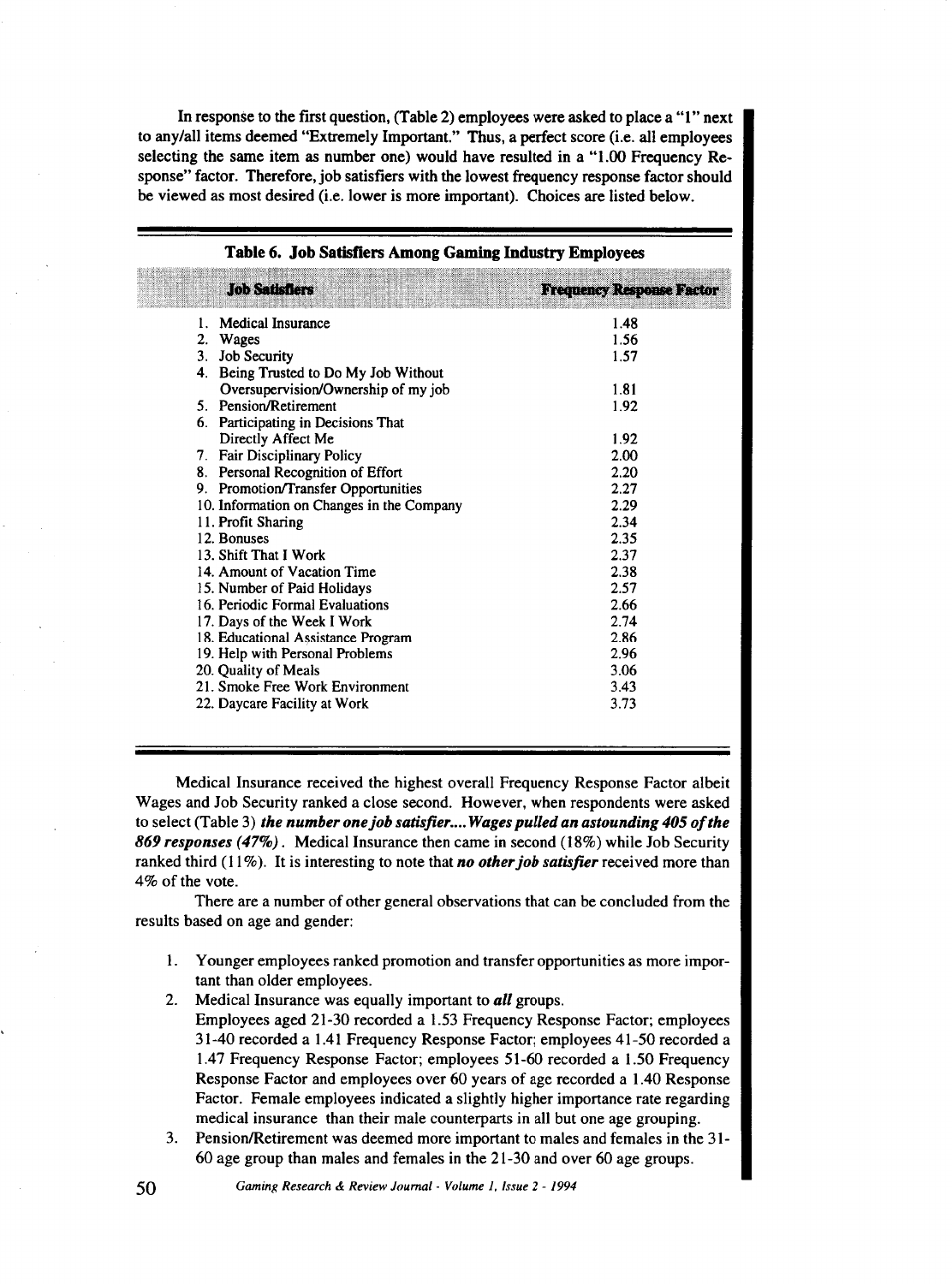In response to the first question, (Table 2) employees were asked to place a "1" next to any/all items deemed "Extremely Important." Thus, a perfect score (i.e. all employees selecting the same item as number one) would have resulted in a "1.00 Frequency Response" factor. Therefore, job satisfiers with the lowest frequency response factor should be viewed as most desired (i.e. lower is more important). Choices are listed below.

**Table 6. Job Satisfiers Among Gaming Industry Employees**

| Job Satisfiers | Frequency Response Factor |
|---|---|
| 1. Medical Insurance | 1.48 |
| 2. Wages | 1.56 |
| 3. Job Security | 1.57 |
| 4. Being Trusted to Do My Job Without Oversupervision/Ownership of my job | 1.81 |
| 5. Pension/Retirement | 1.92 |
| 6. Participating in Decisions That Directly Affect Me | 1.92 |
| 7. Fair Disciplinary Policy | 2.00 |
| 8. Personal Recognition of Effort | 2.20 |
| 9. Promotion/Transfer Opportunities | 2.27 |
| 10. Information on Changes in the Company | 2.29 |
| 11. Profit Sharing | 2.34 |
| 12. Bonuses | 2.35 |
| 13. Shift That I Work | 2.37 |
| 14. Amount of Vacation Time | 2.38 |
| 15. Number of Paid Holidays | 2.57 |
| 16. Periodic Formal Evaluations | 2.66 |
| 17. Days of the Week I Work | 2.74 |
| 18. Educational Assistance Program | 2.86 |
| 19. Help with Personal Problems | 2.96 |
| 20. Quality of Meals | 3.06 |
| 21. Smoke Free Work Environment | 3.43 |
| 22. Daycare Facility at Work | 3.73 |

Medical Insurance received the highest overall Frequency Response Factor albeit Wages and Job Security ranked a close second. However, when respondents were asked to select (Table 3) ***the number one job satisfier.... Wages pulled an astounding 405 of the 869 responses (47%)***. Medical Insurance then came in second (18%) while Job Security ranked third (11%). It is interesting to note that ***no other job satisfier*** received more than 4% of the vote.

There are a number of other general observations that can be concluded from the results based on age and gender:

1. Younger employees ranked promotion and transfer opportunities as more important than older employees.
2. Medical Insurance was equally important to ***all*** groups.
   Employees aged 21-30 recorded a 1.53 Frequency Response Factor; employees 31-40 recorded a 1.41 Frequency Response Factor; employees 41-50 recorded a 1.47 Frequency Response Factor; employees 51-60 recorded a 1.50 Frequency Response Factor and employees over 60 years of age recorded a 1.40 Response Factor. Female employees indicated a slightly higher importance rate regarding medical insurance than their male counterparts in all but one age grouping.
3. Pension/Retirement was deemed more important to males and females in the 31-60 age group than males and females in the 21-30 and over 60 age groups.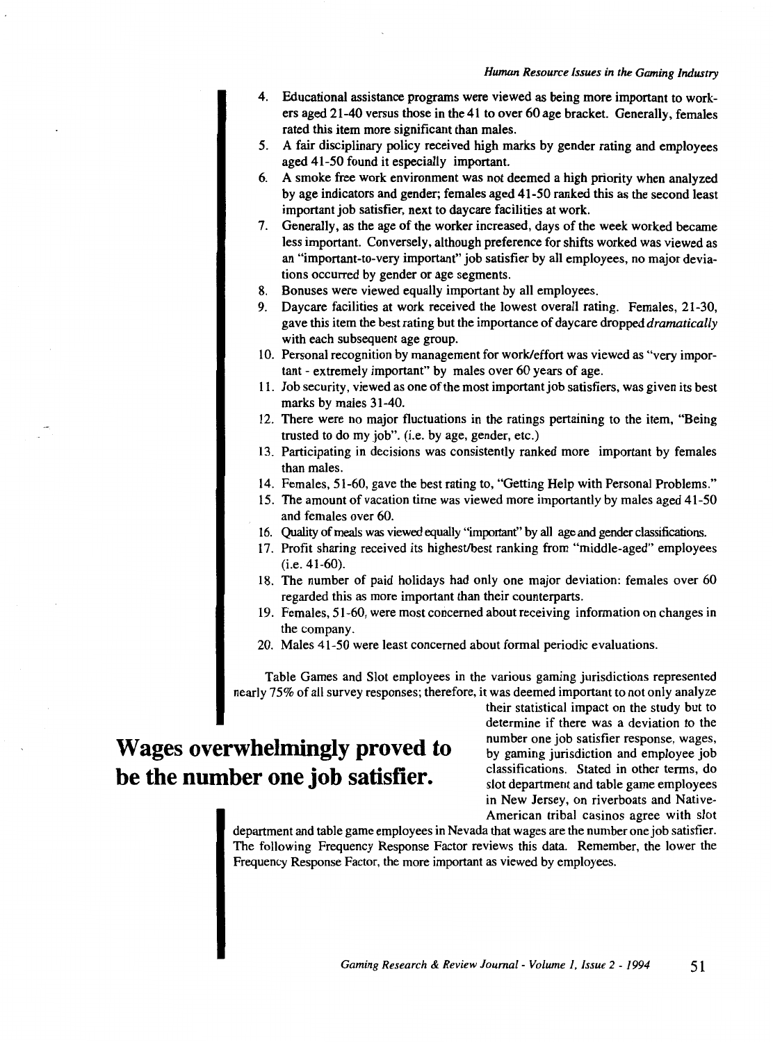4. Educational assistance programs were viewed as being more important to workers aged 21-40 versus those in the 41 to over 60 age bracket. Generally, females rated this item more significant than males.
5. A fair disciplinary policy received high marks by gender rating and employees aged 41-50 found it especially important.
6. A smoke free work environment was not deemed a high priority when analyzed by age indicators and gender; females aged 41-50 ranked this as the second least important job satisfier, next to daycare facilities at work.
7. Generally, as the age of the worker increased, days of the week worked became less important. Conversely, although preference for shifts worked was viewed as an "important-to-very important" job satisfier by all employees, no major deviations occurred by gender or age segments.
8. Bonuses were viewed equally important by all employees.
9. Daycare facilities at work received the lowest overall rating. Females, 21-30, gave this item the best rating but the importance of daycare dropped *dramatically* with each subsequent age group.
10. Personal recognition by management for work/effort was viewed as "very important - extremely important" by males over 60 years of age.
11. Job security, viewed as one of the most important job satisfiers, was given its best marks by males 31-40.
12. There were no major fluctuations in the ratings pertaining to the item, "Being trusted to do my job". (i.e. by age, gender, etc.)
13. Participating in decisions was consistently ranked more important by females than males.
14. Females, 51-60, gave the best rating to, "Getting Help with Personal Problems."
15. The amount of vacation time was viewed more importantly by males aged 41-50 and females over 60.
16. Quality of meals was viewed equally "important" by all age and gender classifications.
17. Profit sharing received its highest/best ranking from "middle-aged" employees (i.e. 41-60).
18. The number of paid holidays had only one major deviation: females over 60 regarded this as more important than their counterparts.
19. Females, 51-60, were most concerned about receiving information on changes in the company.
20. Males 41-50 were least concerned about formal periodic evaluations.

Table Games and Slot employees in the various gaming jurisdictions represented nearly 75% of all survey responses; therefore, it was deemed important to not only analyze their statistical impact on the study but to determine if there was a deviation to the number one job satisfier response, wages, by gaming jurisdiction and employee job classifications. Stated in other terms, do slot department and table game employees in New Jersey, on riverboats and Native-American tribal casinos agree with slot department and table game employees in Nevada that wages are the number one job satisfier. The following Frequency Response Factor reviews this data. Remember, the lower the Frequency Response Factor, the more important as viewed by employees.

**Wages overwhelmingly proved to be the number one job satisfier.**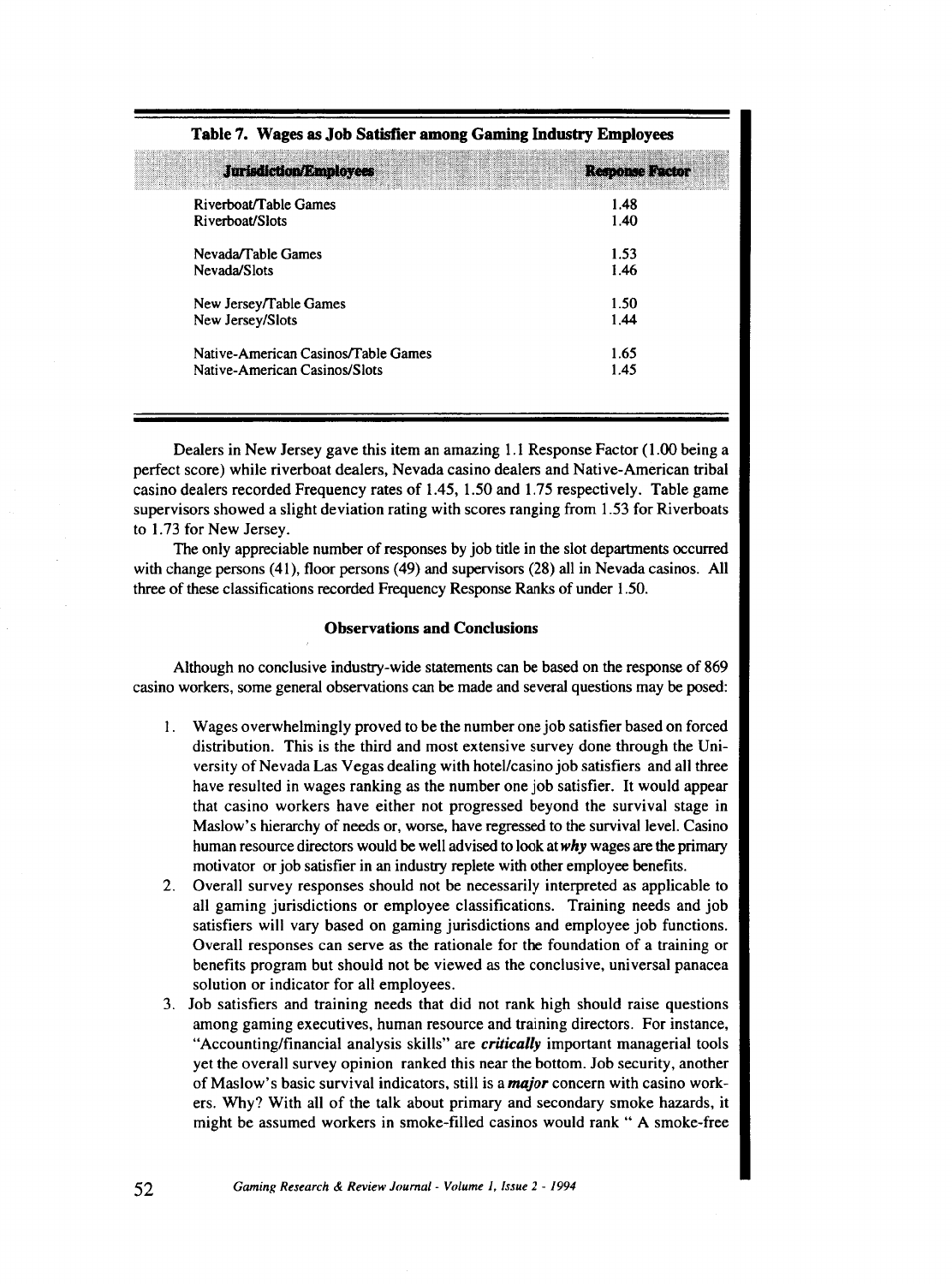**Table 7. Wages as Job Satisfier among Gaming Industry Employees**

| Jurisdiction/Employees | Response Factor |
|---|---|
| Riverboat/Table Games | 1.48 |
| Riverboat/Slots | 1.40 |
| Nevada/Table Games | 1.53 |
| Nevada/Slots | 1.46 |
| New Jersey/Table Games | 1.50 |
| New Jersey/Slots | 1.44 |
| Native-American Casinos/Table Games | 1.65 |
| Native-American Casinos/Slots | 1.45 |

Dealers in New Jersey gave this item an amazing 1.1 Response Factor (1.00 being a perfect score) while riverboat dealers, Nevada casino dealers and Native-American tribal casino dealers recorded Frequency rates of 1.45, 1.50 and 1.75 respectively. Table game supervisors showed a slight deviation rating with scores ranging from 1.53 for Riverboats to 1.73 for New Jersey.

The only appreciable number of responses by job title in the slot departments occurred with change persons (41), floor persons (49) and supervisors (28) all in Nevada casinos. All three of these classifications recorded Frequency Response Ranks of under 1.50.

### Observations and Conclusions

Although no conclusive industry-wide statements can be based on the response of 869 casino workers, some general observations can be made and several questions may be posed:

1. Wages overwhelmingly proved to be the number one job satisfier based on forced distribution. This is the third and most extensive survey done through the University of Nevada Las Vegas dealing with hotel/casino job satisfiers and all three have resulted in wages ranking as the number one job satisfier. It would appear that casino workers have either not progressed beyond the survival stage in Maslow's hierarchy of needs or, worse, have regressed to the survival level. Casino human resource directors would be well advised to look at ***why*** wages are the primary motivator or job satisfier in an industry replete with other employee benefits.
2. Overall survey responses should not be necessarily interpreted as applicable to all gaming jurisdictions or employee classifications. Training needs and job satisfiers will vary based on gaming jurisdictions and employee job functions. Overall responses can serve as the rationale for the foundation of a training or benefits program but should not be viewed as the conclusive, universal panacea solution or indicator for all employees.
3. Job satisfiers and training needs that did not rank high should raise questions among gaming executives, human resource and training directors. For instance, "Accounting/financial analysis skills" are ***critically*** important managerial tools yet the overall survey opinion ranked this near the bottom. Job security, another of Maslow's basic survival indicators, still is a ***major*** concern with casino workers. Why? With all of the talk about primary and secondary smoke hazards, it might be assumed workers in smoke-filled casinos would rank " A smoke-free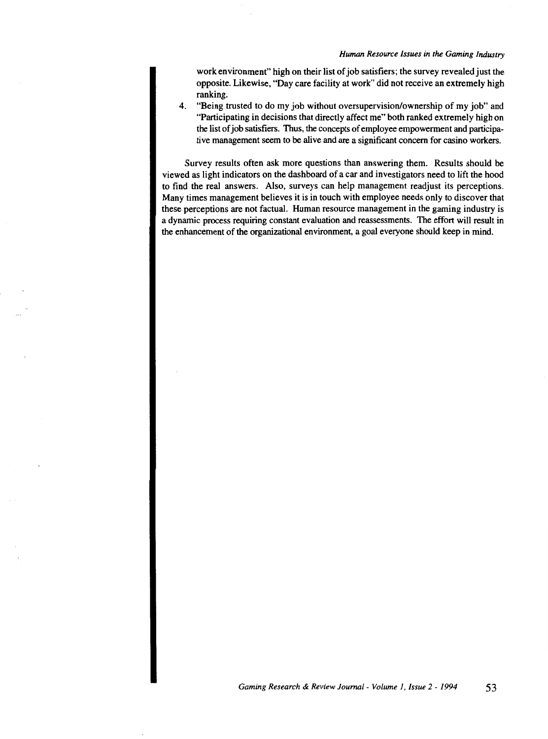work environment" high on their list of job satisfiers; the survey revealed just the opposite. Likewise, "Day care facility at work" did not receive an extremely high ranking.

4. "Being trusted to do my job without oversupervision/ownership of my job" and "Participating in decisions that directly affect me" both ranked extremely high on the list of job satisfiers. Thus, the concepts of employee empowerment and participative management seem to be alive and are a significant concern for casino workers.

Survey results often ask more questions than answering them. Results should be viewed as light indicators on the dashboard of a car and investigators need to lift the hood to find the real answers. Also, surveys can help management readjust its perceptions. Many times management believes it is in touch with employee needs only to discover that these perceptions are not factual. Human resource management in the gaming industry is a dynamic process requiring constant evaluation and reassessments. The effort will result in the enhancement of the organizational environment, a goal everyone should keep in mind.